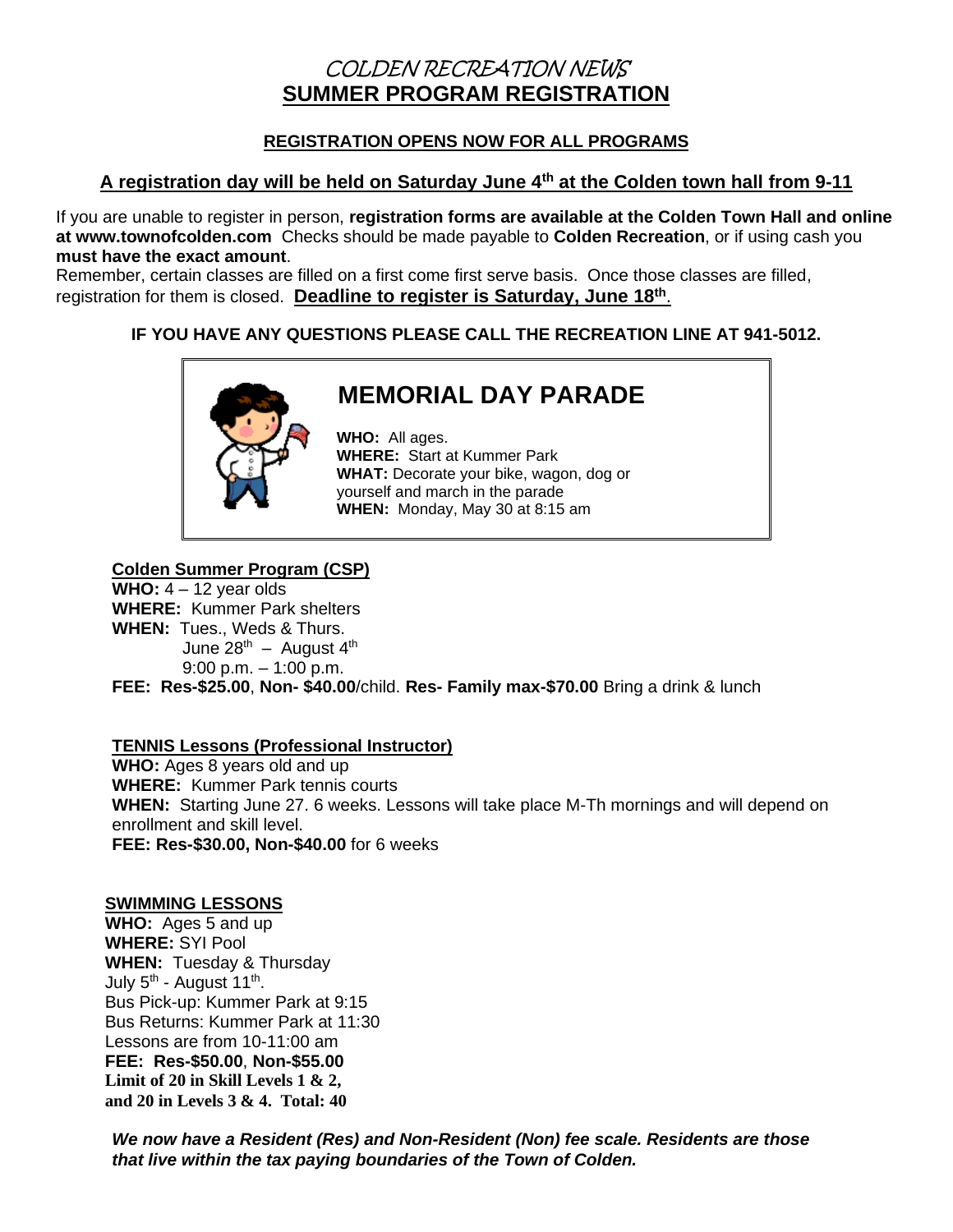# COLDEN RECREATION NEWS

# SUMMER PROGRAM REGISTRATION

**REGISTRATION OPENS NOW FOR ALL PROGRAMS**

**A registration day will be held on Saturday June 4th at the Colden town hall from 9-11**

If you are unable to register in person, **registration forms are available at the Colden Town Hall and online at www.townofcolden.com** Checks should be made payable to **Colden Recreation**, or if using cash you **must have the exact amount**.
Remember, certain classes are filled on a first come first serve basis. Once those classes are filled, registration for them is closed. **Deadline to register is Saturday, June 18th**.

**IF YOU HAVE ANY QUESTIONS PLEASE CALL THE RECREATION LINE AT 941-5012.**

## MEMORIAL DAY PARADE

**WHO:** All ages.
**WHERE:** Start at Kummer Park
**WHAT:** Decorate your bike, wagon, dog or yourself and march in the parade
**WHEN:** Monday, May 30 at 8:15 am

**Colden Summer Program (CSP)**
**WHO:** 4 – 12 year olds
**WHERE:** Kummer Park shelters
**WHEN:** Tues., Weds & Thurs.
June 28th – August 4th
9:00 p.m. – 1:00 p.m.
**FEE: Res-$25.00**, **Non- $40.00**/child. **Res- Family max-$70.00** Bring a drink & lunch

**TENNIS Lessons (Professional Instructor)**
**WHO:** Ages 8 years old and up
**WHERE:** Kummer Park tennis courts
**WHEN:** Starting June 27. 6 weeks. Lessons will take place M-Th mornings and will depend on enrollment and skill level.
**FEE: Res-$30.00, Non-$40.00** for 6 weeks

**SWIMMING LESSONS**
**WHO:** Ages 5 and up
**WHERE:** SYI Pool
**WHEN:** Tuesday & Thursday
July 5th - August 11th.
Bus Pick-up: Kummer Park at 9:15
Bus Returns: Kummer Park at 11:30
Lessons are from 10-11:00 am
**FEE: Res-$50.00**, **Non-$55.00**
**Limit of 20 in Skill Levels 1 & 2, and 20 in Levels 3 & 4. Total: 40**

***We now have a Resident (Res) and Non-Resident (Non) fee scale. Residents are those that live within the tax paying boundaries of the Town of Colden.***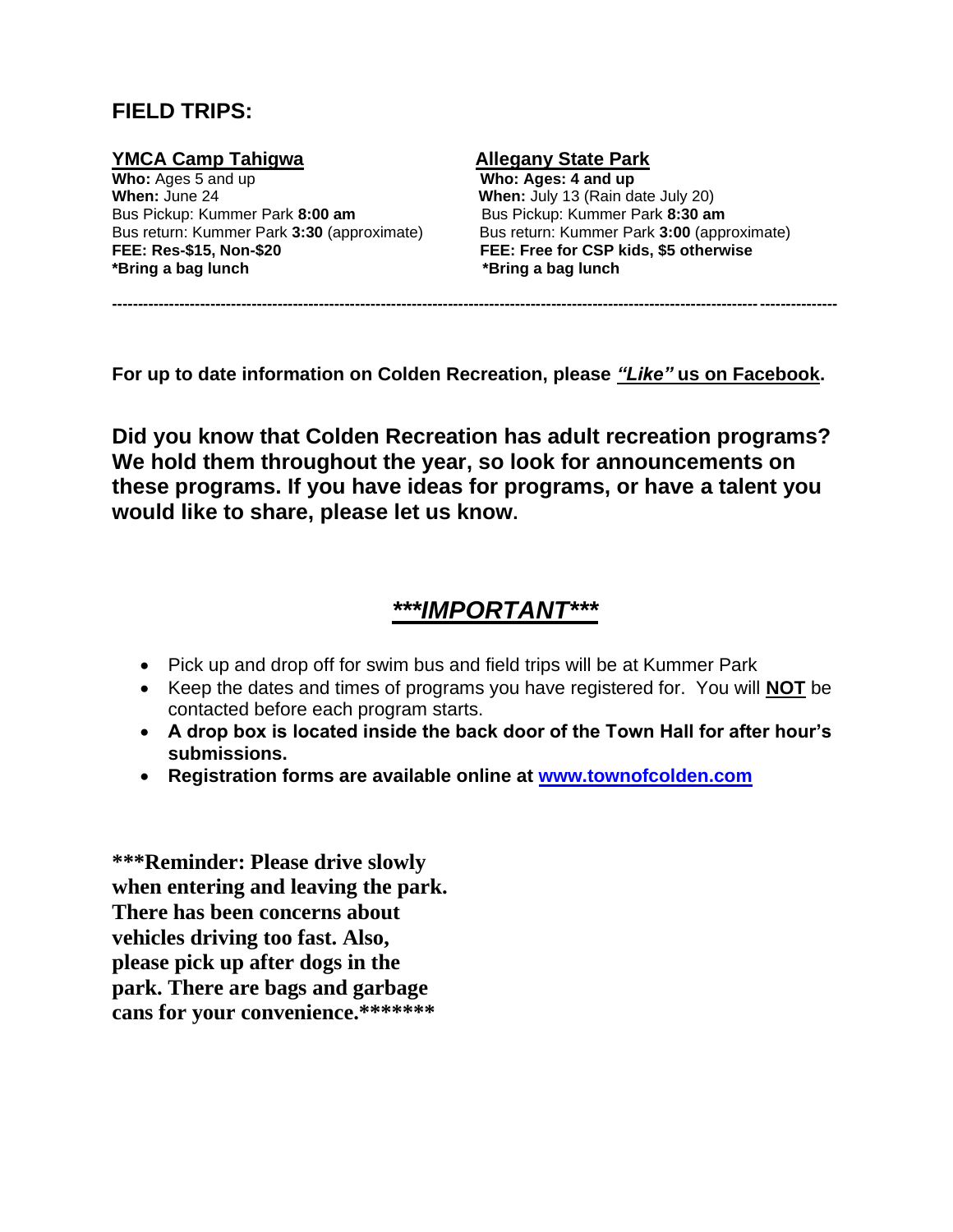## FIELD TRIPS:

**YMCA Camp Tahigwa**

**Who:** Ages 5 and up
**When:** June 24
Bus Pickup: Kummer Park **8:00 am**
Bus return: Kummer Park **3:30** (approximate)
**FEE: Res-$15, Non-$20**
***Bring a bag lunch**

**Allegany State Park**

**Who: Ages: 4 and up**
**When:** July 13 (Rain date July 20)
Bus Pickup: Kummer Park **8:30 am**
Bus return: Kummer Park **3:00** (approximate)
**FEE: Free for CSP kids, $5 otherwise**
***Bring a bag lunch**

---

**For up to date information on Colden Recreation, please *"Like"* us on Facebook.**

**Did you know that Colden Recreation has adult recreation programs? We hold them throughout the year, so look for announcements on these programs. If you have ideas for programs, or have a talent you would like to share, please let us know.**

## ***IMPORTANT***

- Pick up and drop off for swim bus and field trips will be at Kummer Park
- Keep the dates and times of programs you have registered for. You will **NOT** be contacted before each program starts.
- **A drop box is located inside the back door of the Town Hall for after hour's submissions.**
- **Registration forms are available online at www.townofcolden.com**

**\*\*\*Reminder: Please drive slowly when entering and leaving the park. There has been concerns about vehicles driving too fast. Also, please pick up after dogs in the park. There are bags and garbage cans for your convenience.\*\*\*\*\*\*\***